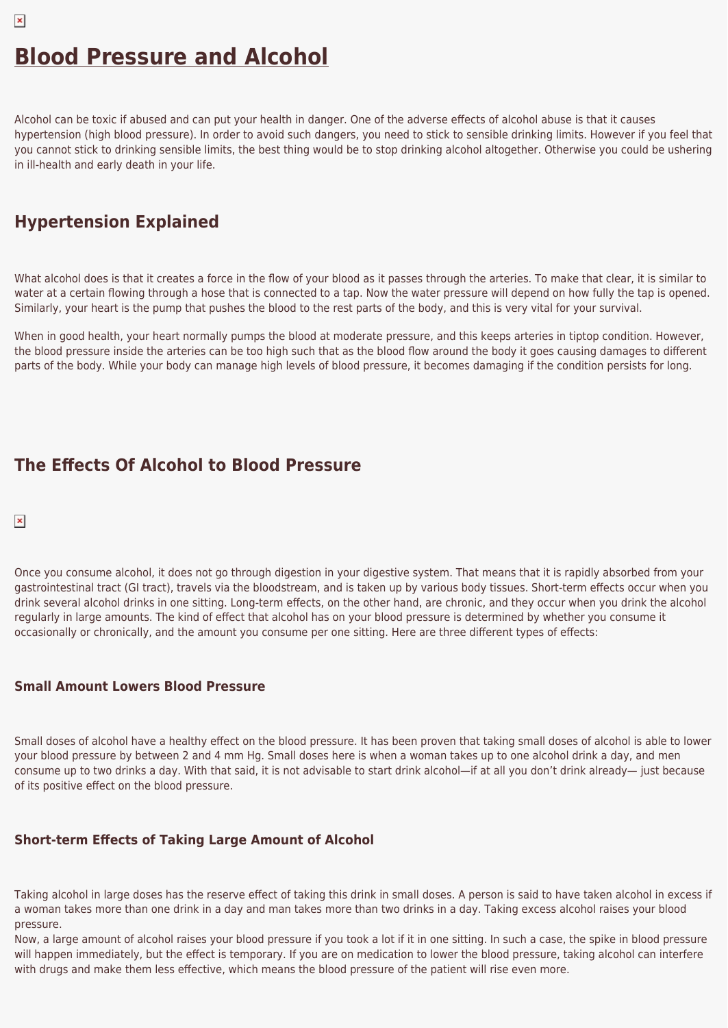# Blood Pressure and Alcohol

Alcohol can be toxic if abused and can put your health in danger. One of the adverse effects of alcohol abuse is that it causes hypertension (high blood pressure). In order to avoid such dangers, you need to stick to sensible drinking limits. However if you feel that you cannot stick to drinking sensible limits, the best thing would be to stop drinking alcohol altogether. Otherwise you could be ushering in ill-health and early death in your life.

## Hypertension Explained

What alcohol does is that it creates a force in the flow of your blood as it passes through the arteries. To make that clear, it is similar to water at a certain flowing through a hose that is connected to a tap. Now the water pressure will depend on how fully the tap is opened. Similarly, your heart is the pump that pushes the blood to the rest parts of the body, and this is very vital for your survival.

When in good health, your heart normally pumps the blood at moderate pressure, and this keeps arteries in tiptop condition. However, the blood pressure inside the arteries can be too high such that as the blood flow around the body it goes causing damages to different parts of the body. While your body can manage high levels of blood pressure, it becomes damaging if the condition persists for long.

## The Effects Of Alcohol to Blood Pressure

Once you consume alcohol, it does not go through digestion in your digestive system. That means that it is rapidly absorbed from your gastrointestinal tract (GI tract), travels via the bloodstream, and is taken up by various body tissues. Short-term effects occur when you drink several alcohol drinks in one sitting. Long-term effects, on the other hand, are chronic, and they occur when you drink the alcohol regularly in large amounts. The kind of effect that alcohol has on your blood pressure is determined by whether you consume it occasionally or chronically, and the amount you consume per one sitting. Here are three different types of effects:

### Small Amount Lowers Blood Pressure

Small doses of alcohol have a healthy effect on the blood pressure. It has been proven that taking small doses of alcohol is able to lower your blood pressure by between 2 and 4 mm Hg. Small doses here is when a woman takes up to one alcohol drink a day, and men consume up to two drinks a day. With that said, it is not advisable to start drink alcohol—if at all you don't drink already— just because of its positive effect on the blood pressure.

### Short-term Effects of Taking Large Amount of Alcohol

Taking alcohol in large doses has the reserve effect of taking this drink in small doses. A person is said to have taken alcohol in excess if a woman takes more than one drink in a day and man takes more than two drinks in a day. Taking excess alcohol raises your blood pressure.
Now, a large amount of alcohol raises your blood pressure if you took a lot if it in one sitting. In such a case, the spike in blood pressure will happen immediately, but the effect is temporary. If you are on medication to lower the blood pressure, taking alcohol can interfere with drugs and make them less effective, which means the blood pressure of the patient will rise even more.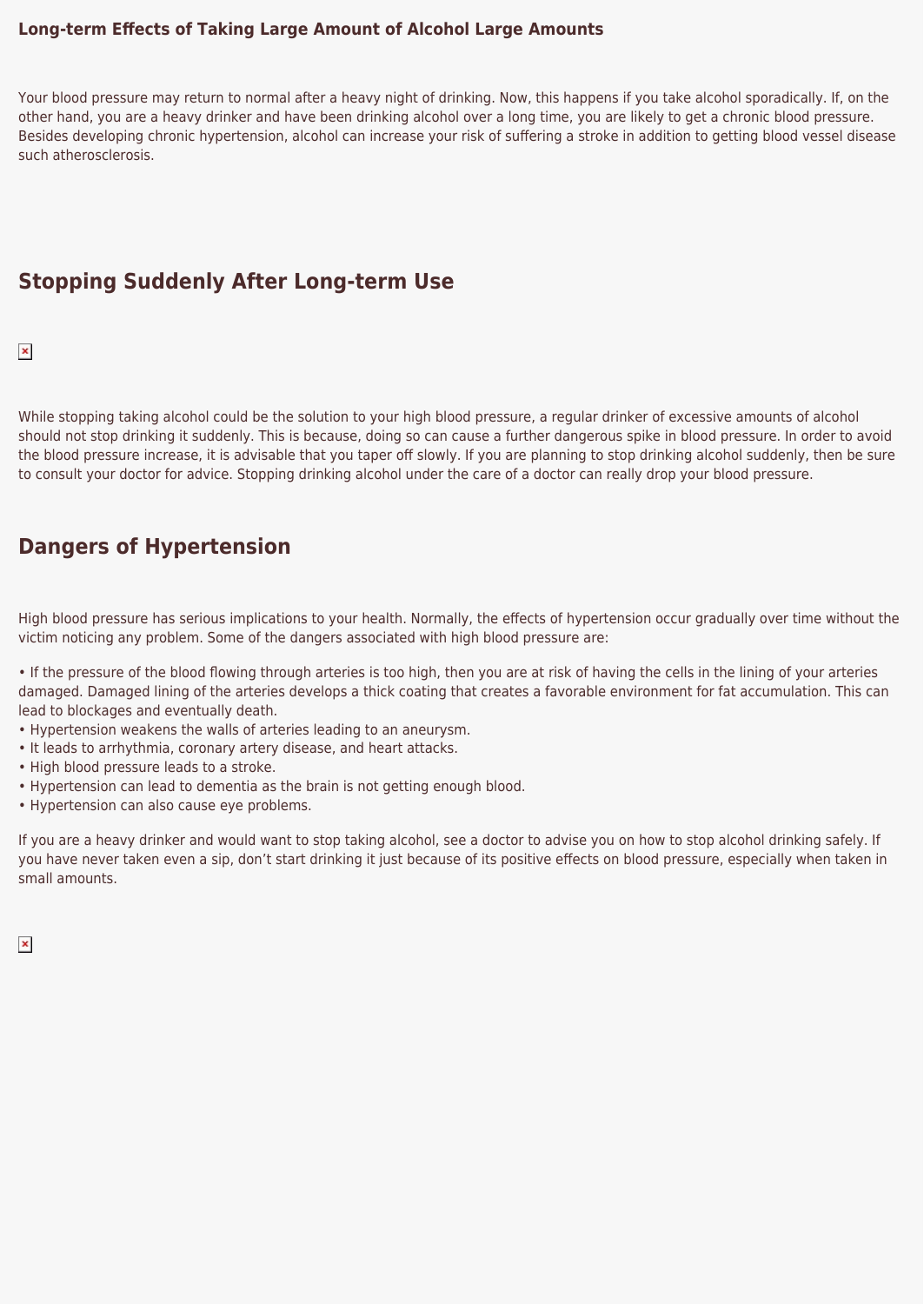### Long-term Effects of Taking Large Amount of Alcohol Large Amounts

Your blood pressure may return to normal after a heavy night of drinking. Now, this happens if you take alcohol sporadically. If, on the other hand, you are a heavy drinker and have been drinking alcohol over a long time, you are likely to get a chronic blood pressure. Besides developing chronic hypertension, alcohol can increase your risk of suffering a stroke in addition to getting blood vessel disease such atherosclerosis.

## Stopping Suddenly After Long-term Use

While stopping taking alcohol could be the solution to your high blood pressure, a regular drinker of excessive amounts of alcohol should not stop drinking it suddenly. This is because, doing so can cause a further dangerous spike in blood pressure. In order to avoid the blood pressure increase, it is advisable that you taper off slowly. If you are planning to stop drinking alcohol suddenly, then be sure to consult your doctor for advice. Stopping drinking alcohol under the care of a doctor can really drop your blood pressure.

## Dangers of Hypertension

High blood pressure has serious implications to your health. Normally, the effects of hypertension occur gradually over time without the victim noticing any problem. Some of the dangers associated with high blood pressure are:

- If the pressure of the blood flowing through arteries is too high, then you are at risk of having the cells in the lining of your arteries damaged. Damaged lining of the arteries develops a thick coating that creates a favorable environment for fat accumulation. This can lead to blockages and eventually death.
- Hypertension weakens the walls of arteries leading to an aneurysm.
- It leads to arrhythmia, coronary artery disease, and heart attacks.
- High blood pressure leads to a stroke.
- Hypertension can lead to dementia as the brain is not getting enough blood.
- Hypertension can also cause eye problems.

If you are a heavy drinker and would want to stop taking alcohol, see a doctor to advise you on how to stop alcohol drinking safely. If you have never taken even a sip, don't start drinking it just because of its positive effects on blood pressure, especially when taken in small amounts.